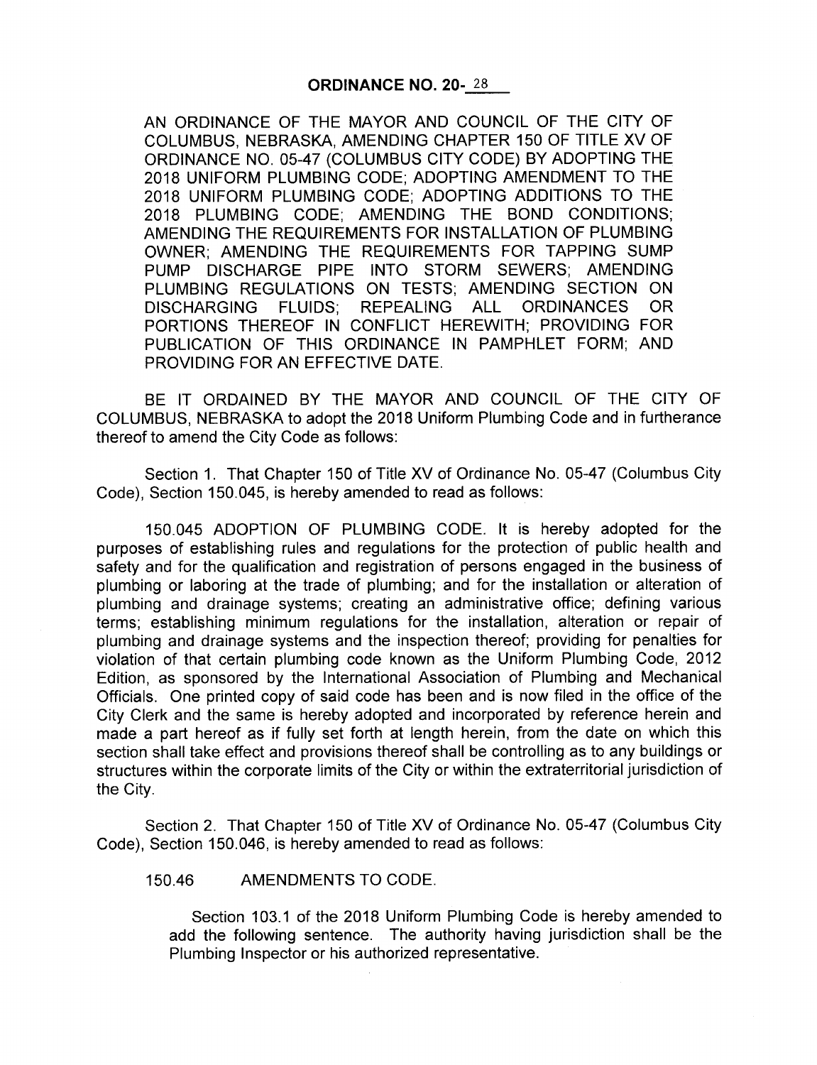## ORDINANCE NO. 20-28

AN ORDINANCE OF THE MAYOR AND COUNCIL OF THE CITY OF COLUMBUS, NEBRASKA, AMENDING CHAPTER 150 OF TITLE XV OF ORDINANCE NO. 05-47 (COLUMBUS CITY CODE) BY ADOPTING THE 2018 UNIFORM PLUMBING CODE; ADOPTING AMENDMENT TO THE 2018 UNIFORM PLUMBING CODE; ADOPTING ADDITIONS TO THE 2018 PLUMBING CODE; AMENDING THE BOND CONDITIONS; AMENDING THE REQUIREMENTS FOR INSTALLATION OF PLUMBING OWNER; AMENDING THE REQUIREMENTS FOR TAPPING SUMP PUMP DISCHARGE PIPE INTO STORM SEWERS; AMENDING PLUMBING REGULATIONS ON TESTS; AMENDING SECTION ON DISCHARGING FLUIDS; REPEALING ALL ORDINANCES OR PORTIONS THEREOF IN CONFLICT HEREWITH; PROVIDING FOR PUBLICATION OF THIS ORDINANCE IN PAMPHLET FORM; AND PROVIDING FOR AN EFFECTIVE DATE.

BE IT ORDAINED BY THE MAYOR AND COUNCIL OF THE CITY OF COLUMBUS, NEBRASKA to adopt the 2018 Uniform Plumbing Code and in furtherance thereof to amend the City Code as follows:

Section 1. That Chapter 150 of Title XV of Ordinance No. 05-47 (Columbus City Code), Section 150.045, is hereby amended to read as follows:

150.045 ADOPTION OF PLUMBING CODE. It is hereby adopted for the purposes of establishing rules and regulations for the protection of public health and safety and for the qualification and registration of persons engaged in the business of plumbing or laboring at the trade of plumbing; and for the installation or alteration of plumbing and drainage systems; creating an administrative office; defining various terms; establishing minimum regulations for the installation, alteration or repair of plumbing and drainage systems and the inspection thereof; providing for penalties for violation of that certain plumbing code known as the Uniform Plumbing Code, 2012 Edition, as sponsored by the International Association of Plumbing and Mechanical Officials. One printed copy of said code has been and is now filed in the office of the City Clerk and the same is hereby adopted and incorporated by reference herein and made a part hereof as if fully set forth at length herein, from the date on which this section shall take effect and provisions thereof shall be controlling as to any buildings or structures within the corporate limits of the City or within the extraterritorial jurisdiction of the City.

Section 2. That Chapter 150 of Title XV of Ordinance No. 05-47 (Columbus City Code), Section 150.046, is hereby amended to read as follows:

150.46 AMENDMENTS TO CODE.

Section 103.1 of the 2018 Uniform Plumbing Code is hereby amended to add the following sentence. The authority having jurisdiction shall be the Plumbing Inspector or his authorized representative.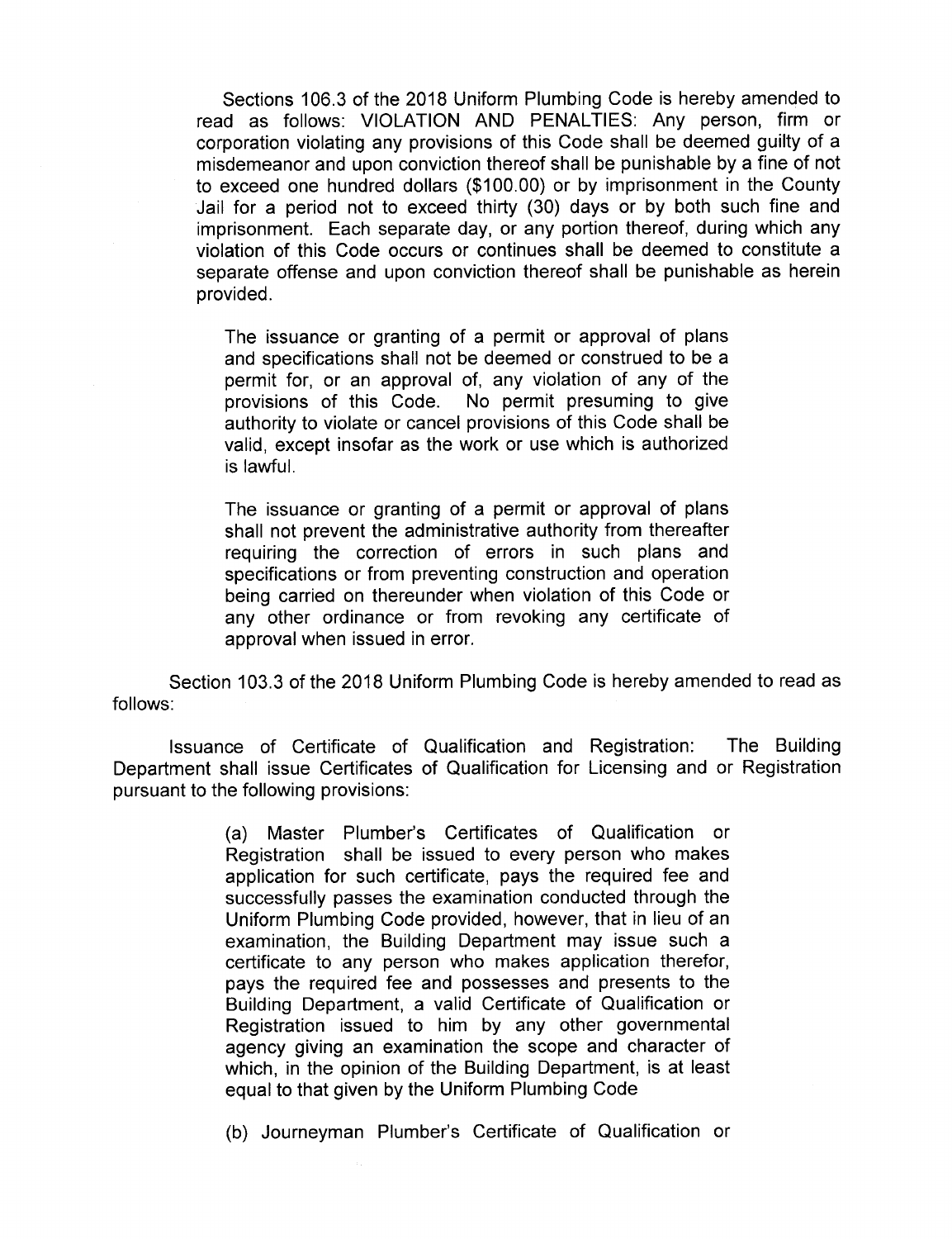Sections 106.3 of the 2018 Uniform Plumbing Code is hereby amended to read as follows: VIOLATION AND PENALTIES: Any person, firm or corporation violating any provisions of this Code shall be deemed guilty of a misdemeanor and upon conviction thereof shall be punishable by a fine of not to exceed one hundred dollars ($100.00) or by imprisonment in the County Jail for a period not to exceed thirty (30) days or by both such fine and imprisonment. Each separate day, or any portion thereof, during which any violation of this Code occurs or continues shall be deemed to constitute a separate offense and upon conviction thereof shall be punishable as herein provided.

> The issuance or granting of a permit or approval of plans and specifications shall not be deemed or construed to be a permit for, or an approval of, any violation of any of the provisions of this Code. No permit presuming to give authority to violate or cancel provisions of this Code shall be valid, except insofar as the work or use which is authorized is lawful.
>
> The issuance or granting of a permit or approval of plans shall not prevent the administrative authority from thereafter requiring the correction of errors in such plans and specifications or from preventing construction and operation being carried on thereunder when violation of this Code or any other ordinance or from revoking any certificate of approval when issued in error.

Section 103.3 of the 2018 Uniform Plumbing Code is hereby amended to read as follows:

Issuance of Certificate of Qualification and Registration: The Building Department shall issue Certificates of Qualification for Licensing and or Registration pursuant to the following provisions:

> (a) Master Plumber's Certificates of Qualification or Registration shall be issued to every person who makes application for such certificate, pays the required fee and successfully passes the examination conducted through the Uniform Plumbing Code provided, however, that in lieu of an examination, the Building Department may issue such a certificate to any person who makes application therefor, pays the required fee and possesses and presents to the Building Department, a valid Certificate of Qualification or Registration issued to him by any other governmental agency giving an examination the scope and character of which, in the opinion of the Building Department, is at least equal to that given by the Uniform Plumbing Code
>
> (b) Journeyman Plumber's Certificate of Qualification or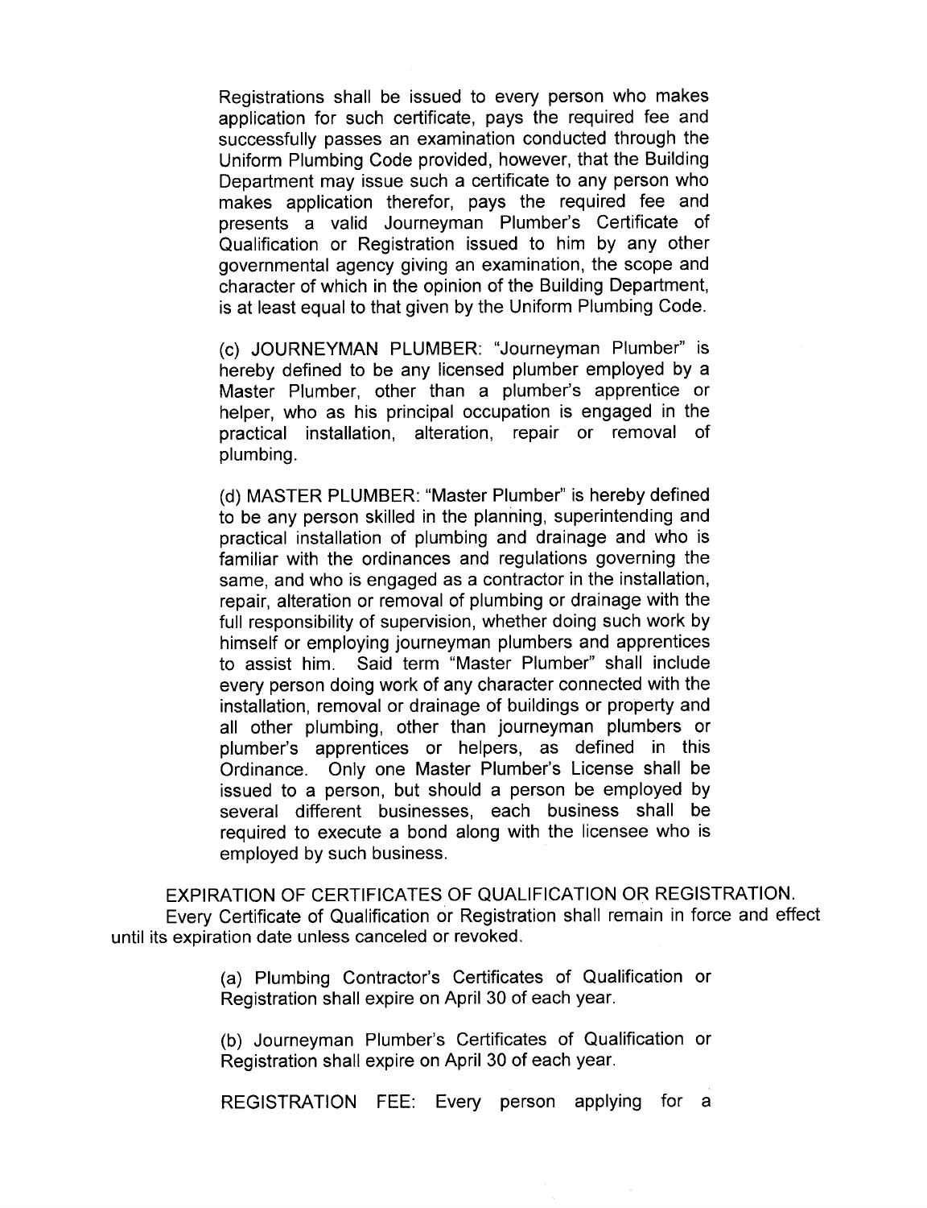Registrations shall be issued to every person who makes application for such certificate, pays the required fee and successfully passes an examination conducted through the Uniform Plumbing Code provided, however, that the Building Department may issue such a certificate to any person who makes application therefor, pays the required fee and presents a valid Journeyman Plumber's Certificate of Qualification or Registration issued to him by any other governmental agency giving an examination, the scope and character of which in the opinion of the Building Department, is at least equal to that given by the Uniform Plumbing Code.

(c) JOURNEYMAN PLUMBER: "Journeyman Plumber" is hereby defined to be any licensed plumber employed by a Master Plumber, other than a plumber's apprentice or helper, who as his principal occupation is engaged in the practical installation, alteration, repair or removal of plumbing.

(d) MASTER PLUMBER: "Master Plumber" is hereby defined to be any person skilled in the planning, superintending and practical installation of plumbing and drainage and who is familiar with the ordinances and regulations governing the same, and who is engaged as a contractor in the installation, repair, alteration or removal of plumbing or drainage with the full responsibility of supervision, whether doing such work by himself or employing journeyman plumbers and apprentices to assist him. Said term "Master Plumber" shall include every person doing work of any character connected with the installation, removal or drainage of buildings or property and all other plumbing, other than journeyman plumbers or plumber's apprentices or helpers, as defined in this Ordinance. Only one Master Plumber's License shall be issued to a person, but should a person be employed by several different businesses, each business shall be required to execute a bond along with the licensee who is employed by such business.

EXPIRATION OF CERTIFICATES OF QUALIFICATION OR REGISTRATION.

Every Certificate of Qualification or Registration shall remain in force and effect until its expiration date unless canceled or revoked.

(a) Plumbing Contractor's Certificates of Qualification or Registration shall expire on April 30 of each year.

(b) Journeyman Plumber's Certificates of Qualification or Registration shall expire on April 30 of each year.

REGISTRATION FEE: Every person applying for a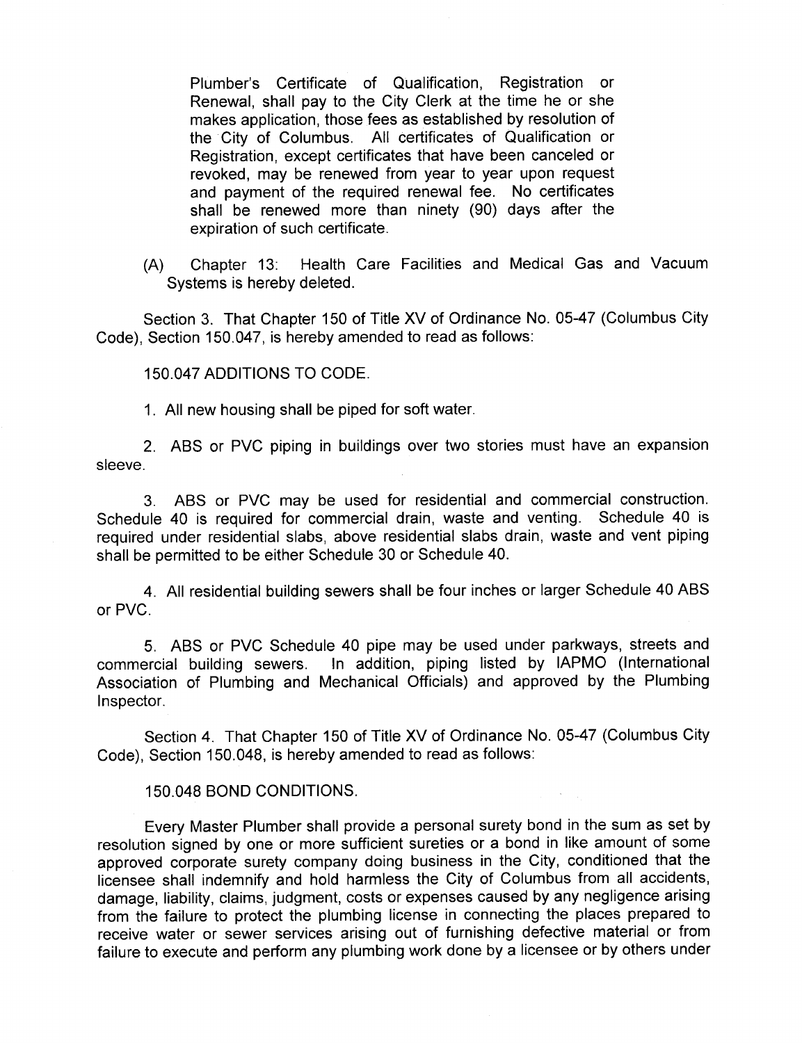Plumber's Certificate of Qualification, Registration or Renewal, shall pay to the City Clerk at the time he or she makes application, those fees as established by resolution of the City of Columbus. All certificates of Qualification or Registration, except certificates that have been canceled or revoked, may be renewed from year to year upon request and payment of the required renewal fee. No certificates shall be renewed more than ninety (90) days after the expiration of such certificate.

(A) Chapter 13: Health Care Facilities and Medical Gas and Vacuum Systems is hereby deleted.

Section 3. That Chapter 150 of Title XV of Ordinance No. 05-47 (Columbus City Code), Section 150.047, is hereby amended to read as follows:

150.047 ADDITIONS TO CODE.

1. All new housing shall be piped for soft water.

2. ABS or PVC piping in buildings over two stories must have an expansion sleeve.

3. ABS or PVC may be used for residential and commercial construction. Schedule 40 is required for commercial drain, waste and venting. Schedule 40 is required under residential slabs, above residential slabs drain, waste and vent piping shall be permitted to be either Schedule 30 or Schedule 40.

4. All residential building sewers shall be four inches or larger Schedule 40 ABS or PVC.

5. ABS or PVC Schedule 40 pipe may be used under parkways, streets and commercial building sewers. In addition, piping listed by IAPMO (International Association of Plumbing and Mechanical Officials) and approved by the Plumbing Inspector.

Section 4. That Chapter 150 of Title XV of Ordinance No. 05-47 (Columbus City Code), Section 150.048, is hereby amended to read as follows:

150.048 BOND CONDITIONS.

Every Master Plumber shall provide a personal surety bond in the sum as set by resolution signed by one or more sufficient sureties or a bond in like amount of some approved corporate surety company doing business in the City, conditioned that the licensee shall indemnify and hold harmless the City of Columbus from all accidents, damage, liability, claims, judgment, costs or expenses caused by any negligence arising from the failure to protect the plumbing license in connecting the places prepared to receive water or sewer services arising out of furnishing defective material or from failure to execute and perform any plumbing work done by a licensee or by others under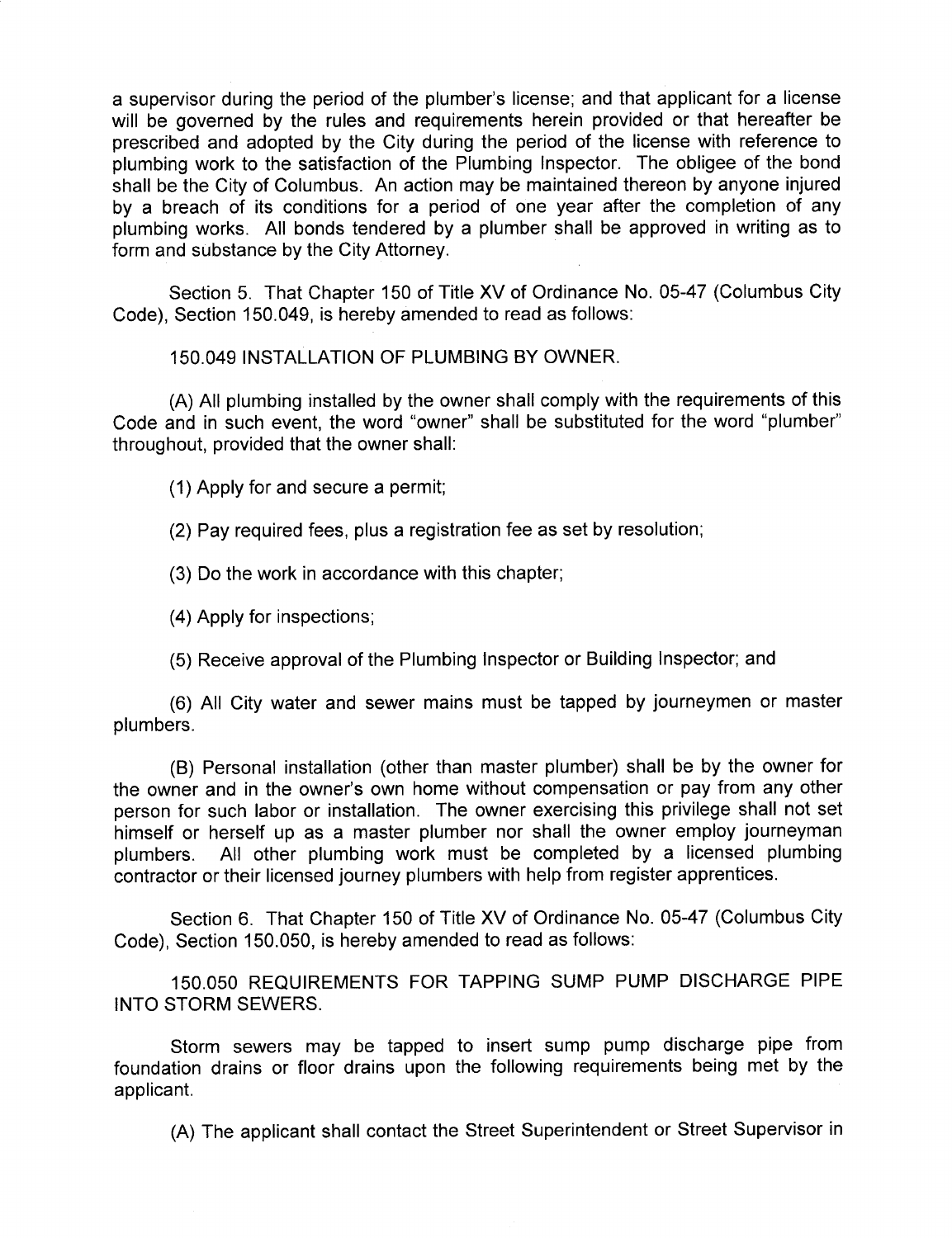a supervisor during the period of the plumber's license; and that applicant for a license will be governed by the rules and requirements herein provided or that hereafter be prescribed and adopted by the City during the period of the license with reference to plumbing work to the satisfaction of the Plumbing Inspector. The obligee of the bond shall be the City of Columbus. An action may be maintained thereon by anyone injured by a breach of its conditions for a period of one year after the completion of any plumbing works. All bonds tendered by a plumber shall be approved in writing as to form and substance by the City Attorney.

Section 5. That Chapter 150 of Title XV of Ordinance No. 05-47 (Columbus City Code), Section 150.049, is hereby amended to read as follows:

150.049 INSTALLATION OF PLUMBING BY OWNER.

(A) All plumbing installed by the owner shall comply with the requirements of this Code and in such event, the word "owner" shall be substituted for the word "plumber" throughout, provided that the owner shall:

(1) Apply for and secure a permit;

(2) Pay required fees, plus a registration fee as set by resolution;

(3) Do the work in accordance with this chapter;

(4) Apply for inspections;

(5) Receive approval of the Plumbing Inspector or Building Inspector; and

(6) All City water and sewer mains must be tapped by journeymen or master plumbers.

(B) Personal installation (other than master plumber) shall be by the owner for the owner and in the owner's own home without compensation or pay from any other person for such labor or installation. The owner exercising this privilege shall not set himself or herself up as a master plumber nor shall the owner employ journeyman plumbers. All other plumbing work must be completed by a licensed plumbing contractor or their licensed journey plumbers with help from register apprentices.

Section 6. That Chapter 150 of Title XV of Ordinance No. 05-47 (Columbus City Code), Section 150.050, is hereby amended to read as follows:

150.050 REQUIREMENTS FOR TAPPING SUMP PUMP DISCHARGE PIPE INTO STORM SEWERS.

Storm sewers may be tapped to insert sump pump discharge pipe from foundation drains or floor drains upon the following requirements being met by the applicant.

(A) The applicant shall contact the Street Superintendent or Street Supervisor in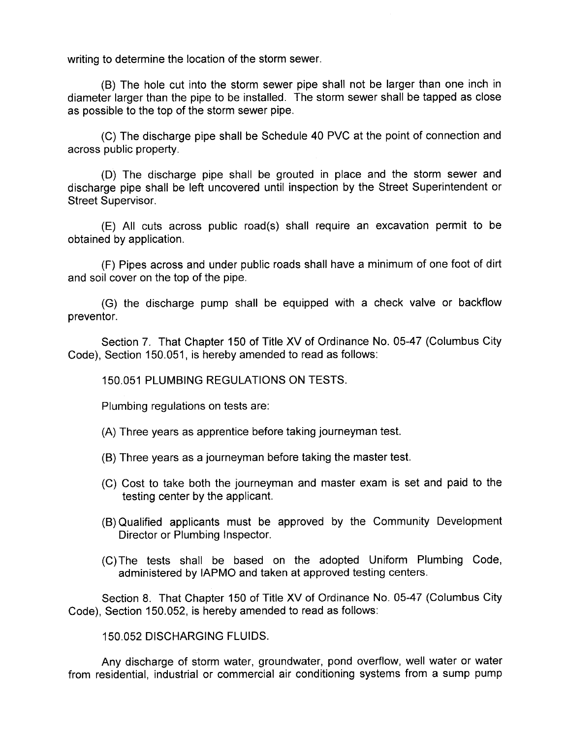writing to determine the location of the storm sewer.

(B) The hole cut into the storm sewer pipe shall not be larger than one inch in diameter larger than the pipe to be installed. The storm sewer shall be tapped as close as possible to the top of the storm sewer pipe.

(C) The discharge pipe shall be Schedule 40 PVC at the point of connection and across public property.

(D) The discharge pipe shall be grouted in place and the storm sewer and discharge pipe shall be left uncovered until inspection by the Street Superintendent or Street Supervisor.

(E) All cuts across public road(s) shall require an excavation permit to be obtained by application.

(F) Pipes across and under public roads shall have a minimum of one foot of dirt and soil cover on the top of the pipe.

(G) the discharge pump shall be equipped with a check valve or backflow preventor.

Section 7. That Chapter 150 of Title XV of Ordinance No. 05-47 (Columbus City Code), Section 150.051, is hereby amended to read as follows:

150.051 PLUMBING REGULATIONS ON TESTS.

Plumbing regulations on tests are:

(A) Three years as apprentice before taking journeyman test.

(B) Three years as a journeyman before taking the master test.

(C) Cost to take both the journeyman and master exam is set and paid to the testing center by the applicant.

(B) Qualified applicants must be approved by the Community Development Director or Plumbing Inspector.

(C) The tests shall be based on the adopted Uniform Plumbing Code, administered by IAPMO and taken at approved testing centers.

Section 8. That Chapter 150 of Title XV of Ordinance No. 05-47 (Columbus City Code), Section 150.052, is hereby amended to read as follows:

150.052 DISCHARGING FLUIDS.

Any discharge of storm water, groundwater, pond overflow, well water or water from residential, industrial or commercial air conditioning systems from a sump pump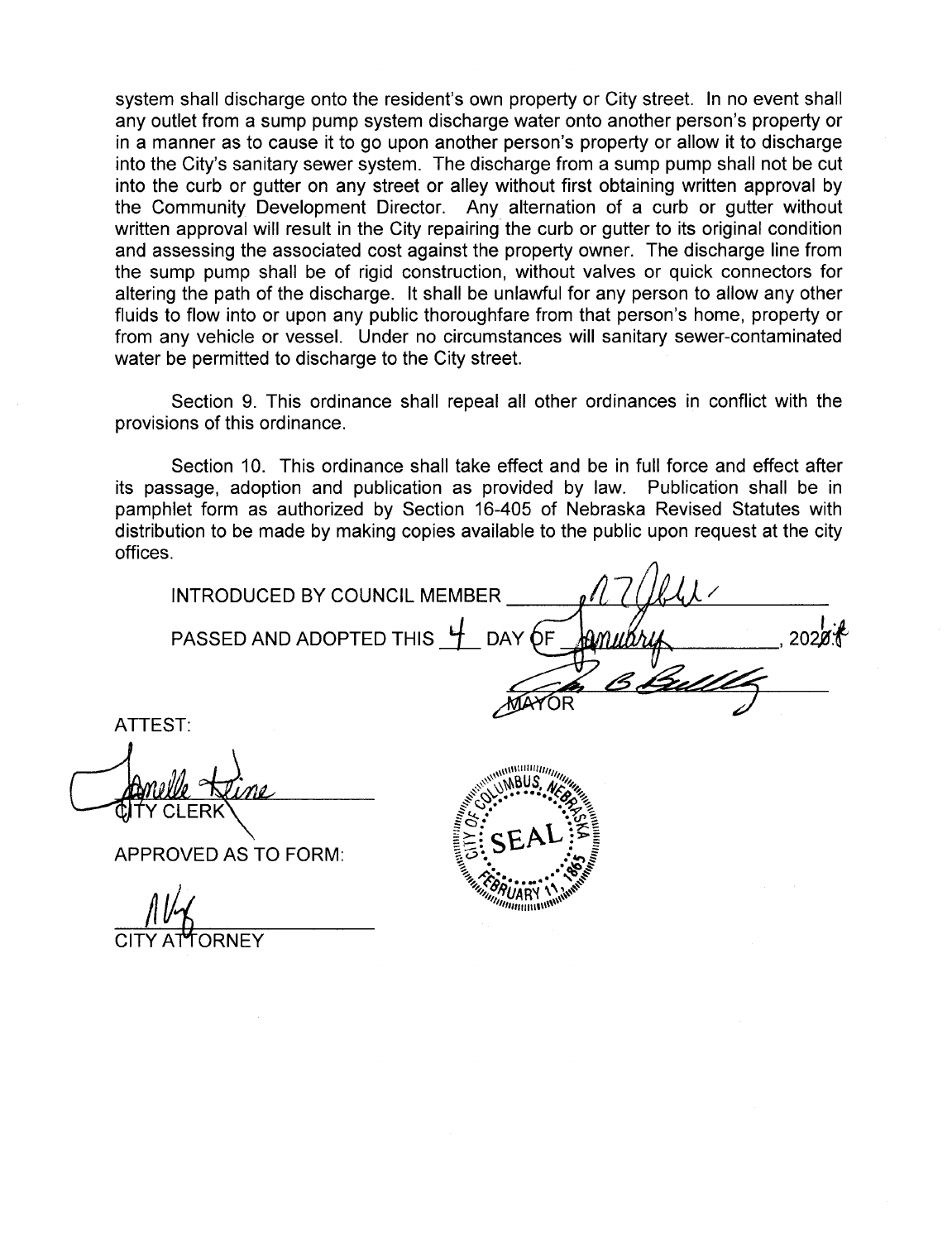system shall discharge onto the resident's own property or City street. In no event shall any outlet from a sump pump system discharge water onto another person's property or in a manner as to cause it to go upon another person's property or allow it to discharge into the City's sanitary sewer system. The discharge from a sump pump shall not be cut into the curb or gutter on any street or alley without first obtaining written approval by the Community Development Director. Any alternation of a curb or gutter without written approval will result in the City repairing the curb or gutter to its original condition and assessing the associated cost against the property owner. The discharge line from the sump pump shall be of rigid construction, without valves or quick connectors for altering the path of the discharge. It shall be unlawful for any person to allow any other fluids to flow into or upon any public thoroughfare from that person's home, property or from any vehicle or vessel. Under no circumstances will sanitary sewer-contaminated water be permitted to discharge to the City street.

Section 9. This ordinance shall repeal all other ordinances in conflict with the provisions of this ordinance.

Section 10. This ordinance shall take effect and be in full force and effect after its passage, adoption and publication as provided by law. Publication shall be in pamphlet form as authorized by Section 16-405 of Nebraska Revised Statutes with distribution to be made by making copies available to the public upon request at the city offices.

INTRODUCED BY COUNCIL MEMBER ______

PASSED AND ADOPTED THIS 4 DAY OF January, 2024

______
MAYOR

ATTEST:

______
CITY CLERK

APPROVED AS TO FORM:

______
CITY ATTORNEY

CITY OF COLUMBUS, NEBRASKA SEAL FEBRUARY 11, 1865